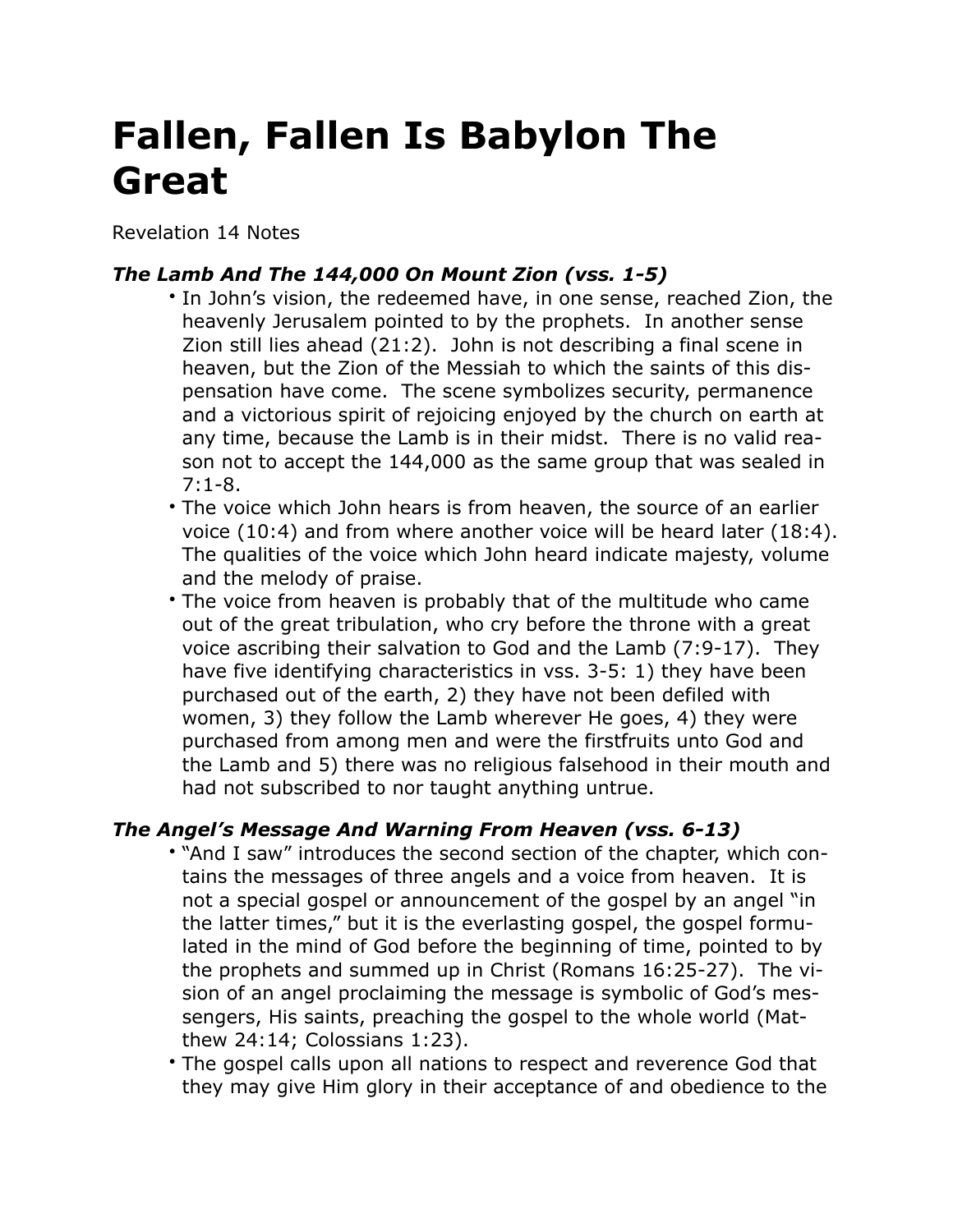# Fallen, Fallen Is Babylon The Great

Revelation 14 Notes

### *The Lamb And The 144,000 On Mount Zion (vss. 1-5)*

- In John's vision, the redeemed have, in one sense, reached Zion, the heavenly Jerusalem pointed to by the prophets. In another sense Zion still lies ahead (21:2). John is not describing a final scene in heaven, but the Zion of the Messiah to which the saints of this dispensation have come. The scene symbolizes security, permanence and a victorious spirit of rejoicing enjoyed by the church on earth at any time, because the Lamb is in their midst. There is no valid reason not to accept the 144,000 as the same group that was sealed in 7:1-8.
- The voice which John hears is from heaven, the source of an earlier voice (10:4) and from where another voice will be heard later (18:4). The qualities of the voice which John heard indicate majesty, volume and the melody of praise.
- The voice from heaven is probably that of the multitude who came out of the great tribulation, who cry before the throne with a great voice ascribing their salvation to God and the Lamb (7:9-17). They have five identifying characteristics in vss. 3-5: 1) they have been purchased out of the earth, 2) they have not been defiled with women, 3) they follow the Lamb wherever He goes, 4) they were purchased from among men and were the firstfruits unto God and the Lamb and 5) there was no religious falsehood in their mouth and had not subscribed to nor taught anything untrue.

### *The Angel's Message And Warning From Heaven (vss. 6-13)*

- "And I saw" introduces the second section of the chapter, which contains the messages of three angels and a voice from heaven. It is not a special gospel or announcement of the gospel by an angel "in the latter times," but it is the everlasting gospel, the gospel formulated in the mind of God before the beginning of time, pointed to by the prophets and summed up in Christ (Romans 16:25-27). The vision of an angel proclaiming the message is symbolic of God's messengers, His saints, preaching the gospel to the whole world (Matthew 24:14; Colossians 1:23).
- The gospel calls upon all nations to respect and reverence God that they may give Him glory in their acceptance of and obedience to the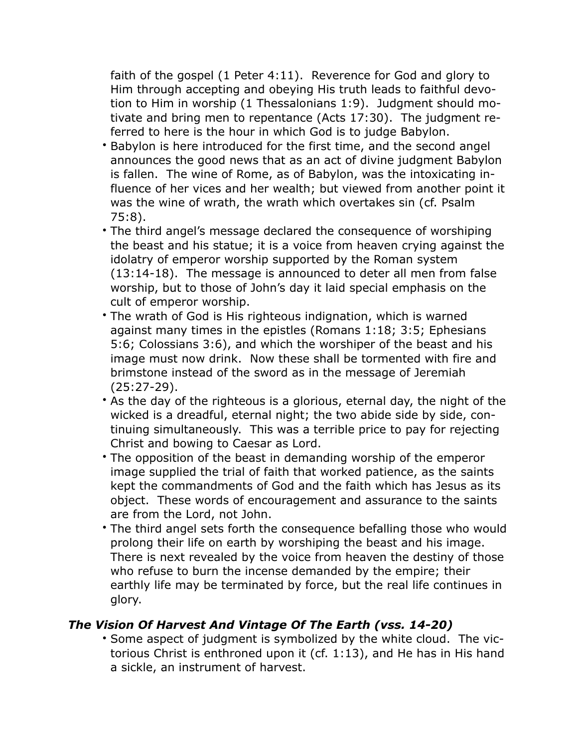faith of the gospel (1 Peter 4:11). Reverence for God and glory to Him through accepting and obeying His truth leads to faithful devotion to Him in worship (1 Thessalonians 1:9). Judgment should motivate and bring men to repentance (Acts 17:30). The judgment referred to here is the hour in which God is to judge Babylon.

- Babylon is here introduced for the first time, and the second angel announces the good news that as an act of divine judgment Babylon is fallen. The wine of Rome, as of Babylon, was the intoxicating influence of her vices and her wealth; but viewed from another point it was the wine of wrath, the wrath which overtakes sin (cf. Psalm 75:8).
- The third angel's message declared the consequence of worshiping the beast and his statue; it is a voice from heaven crying against the idolatry of emperor worship supported by the Roman system (13:14-18). The message is announced to deter all men from false worship, but to those of John's day it laid special emphasis on the cult of emperor worship.
- The wrath of God is His righteous indignation, which is warned against many times in the epistles (Romans 1:18; 3:5; Ephesians 5:6; Colossians 3:6), and which the worshiper of the beast and his image must now drink. Now these shall be tormented with fire and brimstone instead of the sword as in the message of Jeremiah (25:27-29).
- As the day of the righteous is a glorious, eternal day, the night of the wicked is a dreadful, eternal night; the two abide side by side, continuing simultaneously. This was a terrible price to pay for rejecting Christ and bowing to Caesar as Lord.
- The opposition of the beast in demanding worship of the emperor image supplied the trial of faith that worked patience, as the saints kept the commandments of God and the faith which has Jesus as its object. These words of encouragement and assurance to the saints are from the Lord, not John.
- The third angel sets forth the consequence befalling those who would prolong their life on earth by worshiping the beast and his image. There is next revealed by the voice from heaven the destiny of those who refuse to burn the incense demanded by the empire; their earthly life may be terminated by force, but the real life continues in glory.

### *The Vision Of Harvest And Vintage Of The Earth (vss. 14-20)*

- Some aspect of judgment is symbolized by the white cloud. The victorious Christ is enthroned upon it (cf. 1:13), and He has in His hand a sickle, an instrument of harvest.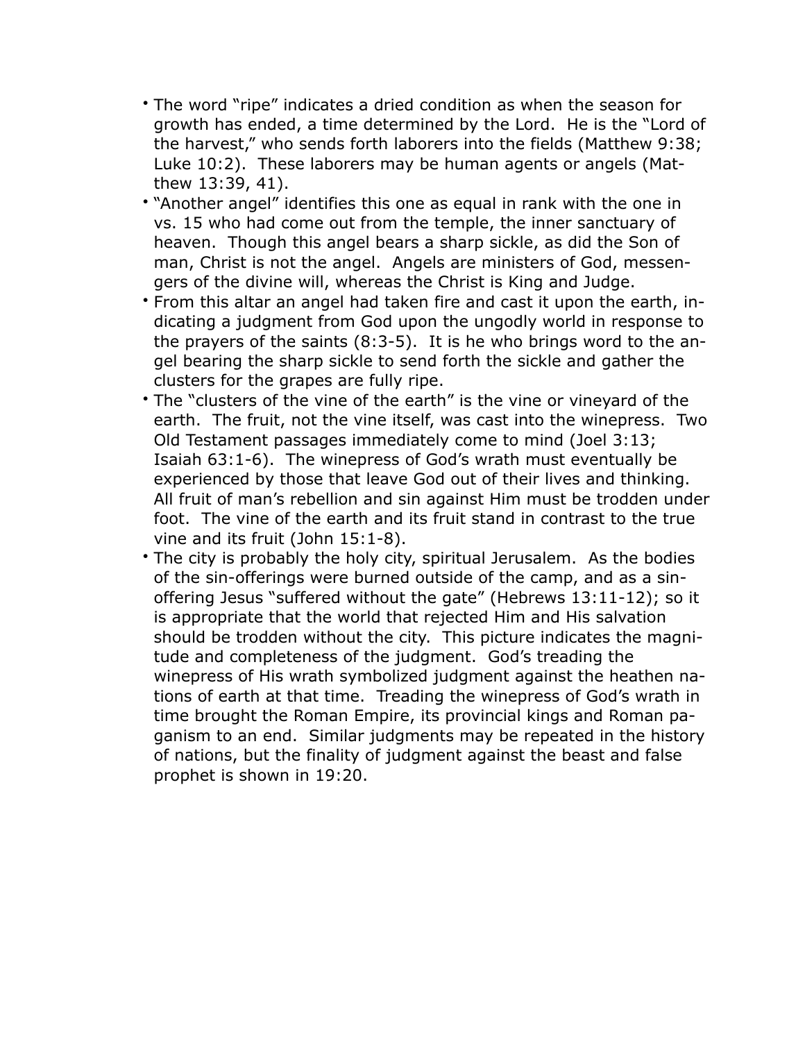- The word "ripe" indicates a dried condition as when the season for growth has ended, a time determined by the Lord. He is the "Lord of the harvest," who sends forth laborers into the fields (Matthew 9:38; Luke 10:2). These laborers may be human agents or angels (Matthew 13:39, 41).
- "Another angel" identifies this one as equal in rank with the one in vs. 15 who had come out from the temple, the inner sanctuary of heaven. Though this angel bears a sharp sickle, as did the Son of man, Christ is not the angel. Angels are ministers of God, messengers of the divine will, whereas the Christ is King and Judge.
- From this altar an angel had taken fire and cast it upon the earth, indicating a judgment from God upon the ungodly world in response to the prayers of the saints (8:3-5). It is he who brings word to the angel bearing the sharp sickle to send forth the sickle and gather the clusters for the grapes are fully ripe.
- The "clusters of the vine of the earth" is the vine or vineyard of the earth. The fruit, not the vine itself, was cast into the winepress. Two Old Testament passages immediately come to mind (Joel 3:13; Isaiah 63:1-6). The winepress of God's wrath must eventually be experienced by those that leave God out of their lives and thinking. All fruit of man's rebellion and sin against Him must be trodden under foot. The vine of the earth and its fruit stand in contrast to the true vine and its fruit (John 15:1-8).
- The city is probably the holy city, spiritual Jerusalem. As the bodies of the sin-offerings were burned outside of the camp, and as a sin-offering Jesus "suffered without the gate" (Hebrews 13:11-12); so it is appropriate that the world that rejected Him and His salvation should be trodden without the city. This picture indicates the magnitude and completeness of the judgment. God's treading the winepress of His wrath symbolized judgment against the heathen nations of earth at that time. Treading the winepress of God's wrath in time brought the Roman Empire, its provincial kings and Roman paganism to an end. Similar judgments may be repeated in the history of nations, but the finality of judgment against the beast and false prophet is shown in 19:20.